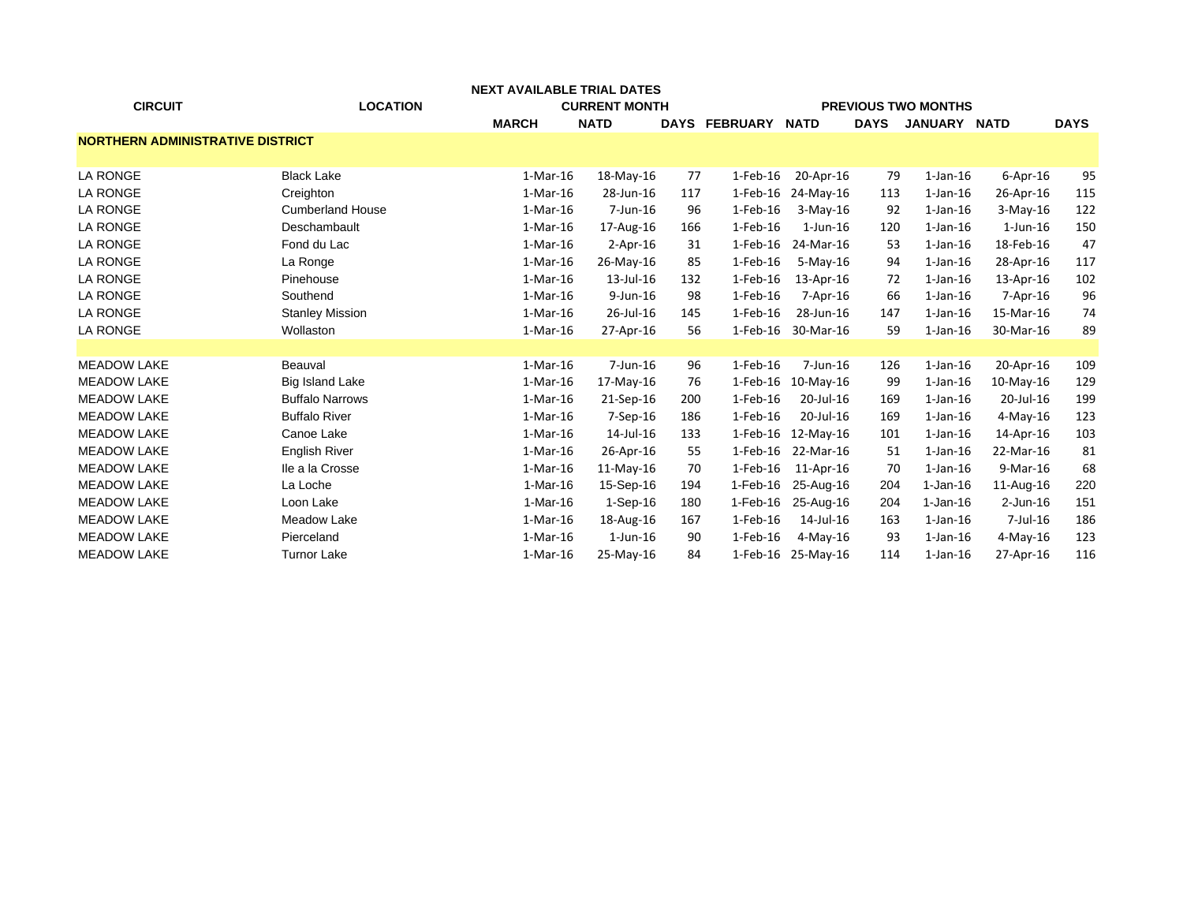| CIRCUIT | LOCATION | NEXT AVAILABLE TRIAL DATES | | | | | | | | |
|---|---|---|---|---|---|---|---|---|---|---|
| | | CURRENT MONTH | | | PREVIOUS TWO MONTHS | | | | | |
| | | MARCH | NATD | DAYS | FEBRUARY | NATD | DAYS | JANUARY | NATD | DAYS |
| **NORTHERN ADMINISTRATIVE DISTRICT** | | | | | | | | | | |
| LA RONGE | Black Lake | 1-Mar-16 | 18-May-16 | 77 | 1-Feb-16 | 20-Apr-16 | 79 | 1-Jan-16 | 6-Apr-16 | 95 |
| LA RONGE | Creighton | 1-Mar-16 | 28-Jun-16 | 117 | 1-Feb-16 | 24-May-16 | 113 | 1-Jan-16 | 26-Apr-16 | 115 |
| LA RONGE | Cumberland House | 1-Mar-16 | 7-Jun-16 | 96 | 1-Feb-16 | 3-May-16 | 92 | 1-Jan-16 | 3-May-16 | 122 |
| LA RONGE | Deschambault | 1-Mar-16 | 17-Aug-16 | 166 | 1-Feb-16 | 1-Jun-16 | 120 | 1-Jan-16 | 1-Jun-16 | 150 |
| LA RONGE | Fond du Lac | 1-Mar-16 | 2-Apr-16 | 31 | 1-Feb-16 | 24-Mar-16 | 53 | 1-Jan-16 | 18-Feb-16 | 47 |
| LA RONGE | La Ronge | 1-Mar-16 | 26-May-16 | 85 | 1-Feb-16 | 5-May-16 | 94 | 1-Jan-16 | 28-Apr-16 | 117 |
| LA RONGE | Pinehouse | 1-Mar-16 | 13-Jul-16 | 132 | 1-Feb-16 | 13-Apr-16 | 72 | 1-Jan-16 | 13-Apr-16 | 102 |
| LA RONGE | Southend | 1-Mar-16 | 9-Jun-16 | 98 | 1-Feb-16 | 7-Apr-16 | 66 | 1-Jan-16 | 7-Apr-16 | 96 |
| LA RONGE | Stanley Mission | 1-Mar-16 | 26-Jul-16 | 145 | 1-Feb-16 | 28-Jun-16 | 147 | 1-Jan-16 | 15-Mar-16 | 74 |
| LA RONGE | Wollaston | 1-Mar-16 | 27-Apr-16 | 56 | 1-Feb-16 | 30-Mar-16 | 59 | 1-Jan-16 | 30-Mar-16 | 89 |
| | | | | | | | | | | |
| MEADOW LAKE | Beauval | 1-Mar-16 | 7-Jun-16 | 96 | 1-Feb-16 | 7-Jun-16 | 126 | 1-Jan-16 | 20-Apr-16 | 109 |
| MEADOW LAKE | Big Island Lake | 1-Mar-16 | 17-May-16 | 76 | 1-Feb-16 | 10-May-16 | 99 | 1-Jan-16 | 10-May-16 | 129 |
| MEADOW LAKE | Buffalo Narrows | 1-Mar-16 | 21-Sep-16 | 200 | 1-Feb-16 | 20-Jul-16 | 169 | 1-Jan-16 | 20-Jul-16 | 199 |
| MEADOW LAKE | Buffalo River | 1-Mar-16 | 7-Sep-16 | 186 | 1-Feb-16 | 20-Jul-16 | 169 | 1-Jan-16 | 4-May-16 | 123 |
| MEADOW LAKE | Canoe Lake | 1-Mar-16 | 14-Jul-16 | 133 | 1-Feb-16 | 12-May-16 | 101 | 1-Jan-16 | 14-Apr-16 | 103 |
| MEADOW LAKE | English River | 1-Mar-16 | 26-Apr-16 | 55 | 1-Feb-16 | 22-Mar-16 | 51 | 1-Jan-16 | 22-Mar-16 | 81 |
| MEADOW LAKE | Ile a la Crosse | 1-Mar-16 | 11-May-16 | 70 | 1-Feb-16 | 11-Apr-16 | 70 | 1-Jan-16 | 9-Mar-16 | 68 |
| MEADOW LAKE | La Loche | 1-Mar-16 | 15-Sep-16 | 194 | 1-Feb-16 | 25-Aug-16 | 204 | 1-Jan-16 | 11-Aug-16 | 220 |
| MEADOW LAKE | Loon Lake | 1-Mar-16 | 1-Sep-16 | 180 | 1-Feb-16 | 25-Aug-16 | 204 | 1-Jan-16 | 2-Jun-16 | 151 |
| MEADOW LAKE | Meadow Lake | 1-Mar-16 | 18-Aug-16 | 167 | 1-Feb-16 | 14-Jul-16 | 163 | 1-Jan-16 | 7-Jul-16 | 186 |
| MEADOW LAKE | Pierceland | 1-Mar-16 | 1-Jun-16 | 90 | 1-Feb-16 | 4-May-16 | 93 | 1-Jan-16 | 4-May-16 | 123 |
| MEADOW LAKE | Turnor Lake | 1-Mar-16 | 25-May-16 | 84 | 1-Feb-16 | 25-May-16 | 114 | 1-Jan-16 | 27-Apr-16 | 116 |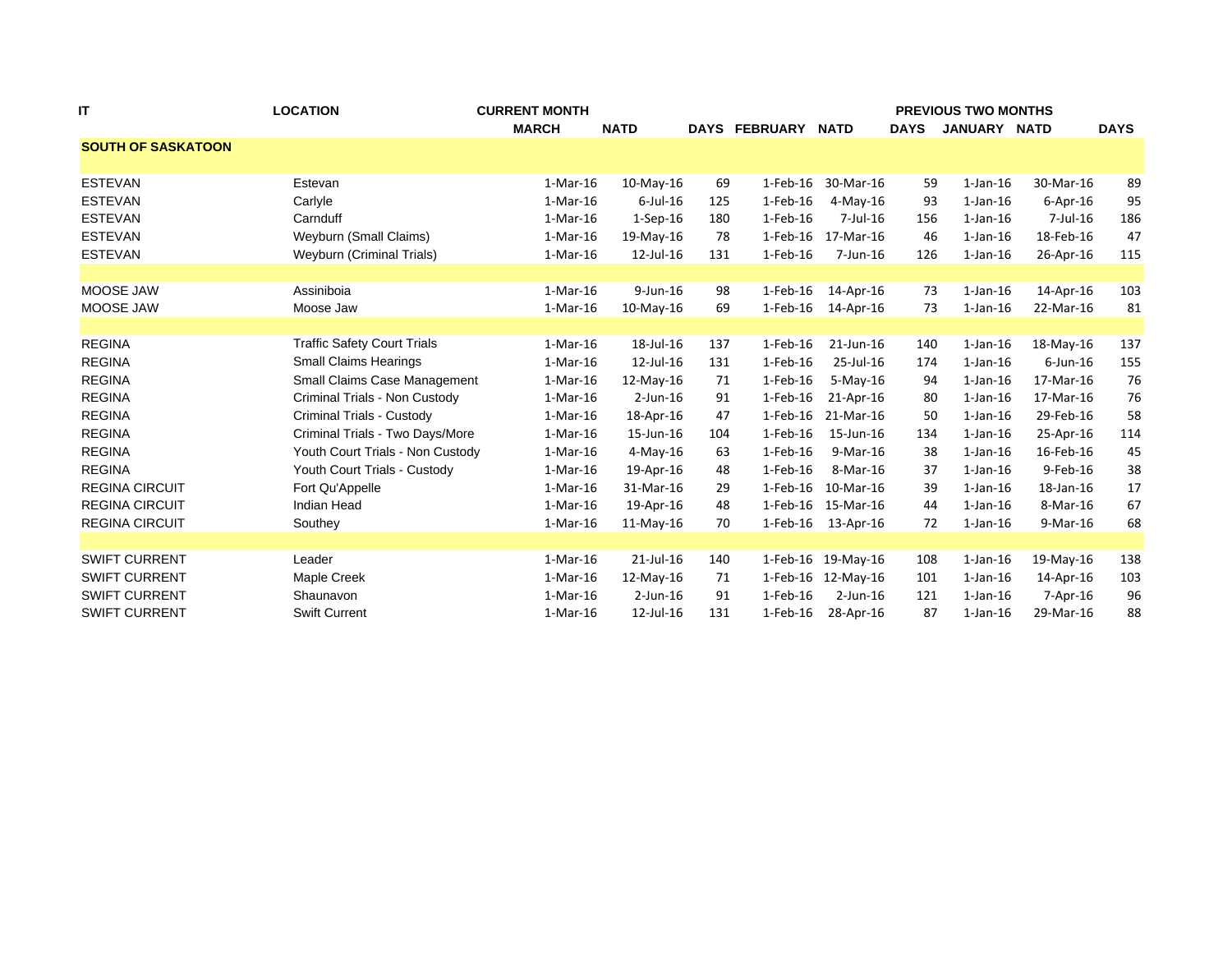| IT | LOCATION | CURRENT MONTH | | | PREVIOUS TWO MONTHS | | | | | |
|---|---|---|---|---|---|---|---|---|---|---|
| | | MARCH | NATD | DAYS | FEBRUARY | NATD | DAYS | JANUARY | NATD | DAYS |
| **SOUTH OF SASKATOON** | | | | | | | | | | |
| ESTEVAN | Estevan | 1-Mar-16 | 10-May-16 | 69 | 1-Feb-16 | 30-Mar-16 | 59 | 1-Jan-16 | 30-Mar-16 | 89 |
| ESTEVAN | Carlyle | 1-Mar-16 | 6-Jul-16 | 125 | 1-Feb-16 | 4-May-16 | 93 | 1-Jan-16 | 6-Apr-16 | 95 |
| ESTEVAN | Carnduff | 1-Mar-16 | 1-Sep-16 | 180 | 1-Feb-16 | 7-Jul-16 | 156 | 1-Jan-16 | 7-Jul-16 | 186 |
| ESTEVAN | Weyburn (Small Claims) | 1-Mar-16 | 19-May-16 | 78 | 1-Feb-16 | 17-Mar-16 | 46 | 1-Jan-16 | 18-Feb-16 | 47 |
| ESTEVAN | Weyburn (Criminal Trials) | 1-Mar-16 | 12-Jul-16 | 131 | 1-Feb-16 | 7-Jun-16 | 126 | 1-Jan-16 | 26-Apr-16 | 115 |
| | | | | | | | | | | |
| MOOSE JAW | Assiniboia | 1-Mar-16 | 9-Jun-16 | 98 | 1-Feb-16 | 14-Apr-16 | 73 | 1-Jan-16 | 14-Apr-16 | 103 |
| MOOSE JAW | Moose Jaw | 1-Mar-16 | 10-May-16 | 69 | 1-Feb-16 | 14-Apr-16 | 73 | 1-Jan-16 | 22-Mar-16 | 81 |
| | | | | | | | | | | |
| REGINA | Traffic Safety Court Trials | 1-Mar-16 | 18-Jul-16 | 137 | 1-Feb-16 | 21-Jun-16 | 140 | 1-Jan-16 | 18-May-16 | 137 |
| REGINA | Small Claims Hearings | 1-Mar-16 | 12-Jul-16 | 131 | 1-Feb-16 | 25-Jul-16 | 174 | 1-Jan-16 | 6-Jun-16 | 155 |
| REGINA | Small Claims Case Management | 1-Mar-16 | 12-May-16 | 71 | 1-Feb-16 | 5-May-16 | 94 | 1-Jan-16 | 17-Mar-16 | 76 |
| REGINA | Criminal Trials - Non Custody | 1-Mar-16 | 2-Jun-16 | 91 | 1-Feb-16 | 21-Apr-16 | 80 | 1-Jan-16 | 17-Mar-16 | 76 |
| REGINA | Criminal Trials - Custody | 1-Mar-16 | 18-Apr-16 | 47 | 1-Feb-16 | 21-Mar-16 | 50 | 1-Jan-16 | 29-Feb-16 | 58 |
| REGINA | Criminal Trials - Two Days/More | 1-Mar-16 | 15-Jun-16 | 104 | 1-Feb-16 | 15-Jun-16 | 134 | 1-Jan-16 | 25-Apr-16 | 114 |
| REGINA | Youth Court Trials - Non Custody | 1-Mar-16 | 4-May-16 | 63 | 1-Feb-16 | 9-Mar-16 | 38 | 1-Jan-16 | 16-Feb-16 | 45 |
| REGINA | Youth Court Trials - Custody | 1-Mar-16 | 19-Apr-16 | 48 | 1-Feb-16 | 8-Mar-16 | 37 | 1-Jan-16 | 9-Feb-16 | 38 |
| REGINA CIRCUIT | Fort Qu'Appelle | 1-Mar-16 | 31-Mar-16 | 29 | 1-Feb-16 | 10-Mar-16 | 39 | 1-Jan-16 | 18-Jan-16 | 17 |
| REGINA CIRCUIT | Indian Head | 1-Mar-16 | 19-Apr-16 | 48 | 1-Feb-16 | 15-Mar-16 | 44 | 1-Jan-16 | 8-Mar-16 | 67 |
| REGINA CIRCUIT | Southey | 1-Mar-16 | 11-May-16 | 70 | 1-Feb-16 | 13-Apr-16 | 72 | 1-Jan-16 | 9-Mar-16 | 68 |
| | | | | | | | | | | |
| SWIFT CURRENT | Leader | 1-Mar-16 | 21-Jul-16 | 140 | 1-Feb-16 | 19-May-16 | 108 | 1-Jan-16 | 19-May-16 | 138 |
| SWIFT CURRENT | Maple Creek | 1-Mar-16 | 12-May-16 | 71 | 1-Feb-16 | 12-May-16 | 101 | 1-Jan-16 | 14-Apr-16 | 103 |
| SWIFT CURRENT | Shaunavon | 1-Mar-16 | 2-Jun-16 | 91 | 1-Feb-16 | 2-Jun-16 | 121 | 1-Jan-16 | 7-Apr-16 | 96 |
| SWIFT CURRENT | Swift Current | 1-Mar-16 | 12-Jul-16 | 131 | 1-Feb-16 | 28-Apr-16 | 87 | 1-Jan-16 | 29-Mar-16 | 88 |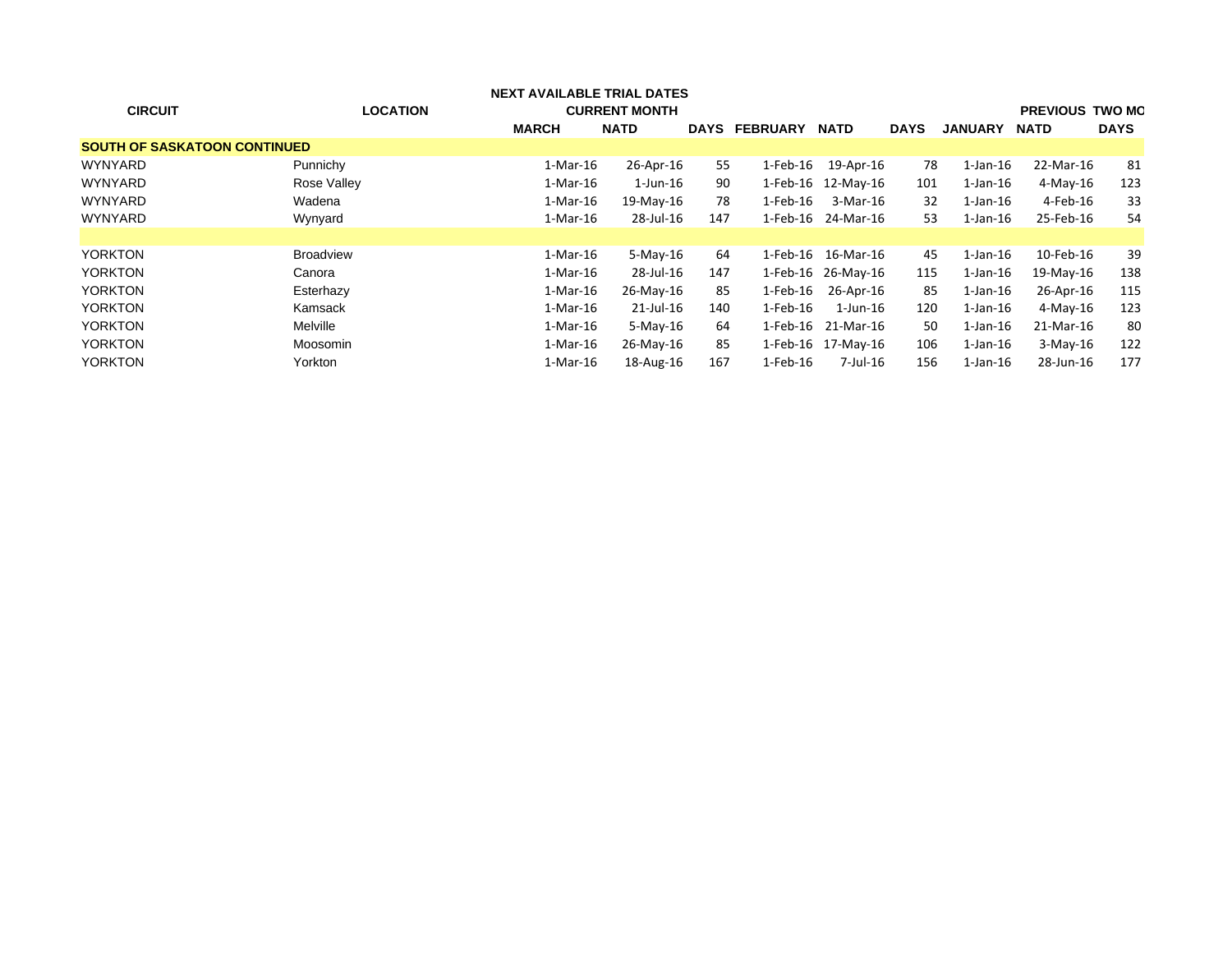| CIRCUIT | LOCATION | NEXT AVAILABLE TRIAL DATES CURRENT MONTH | | | | | | PREVIOUS TWO MO | | |
|---|---|---|---|---|---|---|---|---|---|---|
| | | MARCH | NATD | DAYS | FEBRUARY | NATD | DAYS | JANUARY | NATD | DAYS |
| **SOUTH OF SASKATOON CONTINUED** | | | | | | | | | | |
| WYNYARD | Punnichy | 1-Mar-16 | 26-Apr-16 | 55 | 1-Feb-16 | 19-Apr-16 | 78 | 1-Jan-16 | 22-Mar-16 | 81 |
| WYNYARD | Rose Valley | 1-Mar-16 | 1-Jun-16 | 90 | 1-Feb-16 | 12-May-16 | 101 | 1-Jan-16 | 4-May-16 | 123 |
| WYNYARD | Wadena | 1-Mar-16 | 19-May-16 | 78 | 1-Feb-16 | 3-Mar-16 | 32 | 1-Jan-16 | 4-Feb-16 | 33 |
| WYNYARD | Wynyard | 1-Mar-16 | 28-Jul-16 | 147 | 1-Feb-16 | 24-Mar-16 | 53 | 1-Jan-16 | 25-Feb-16 | 54 |
| | | | | | | | | | | |
| YORKTON | Broadview | 1-Mar-16 | 5-May-16 | 64 | 1-Feb-16 | 16-Mar-16 | 45 | 1-Jan-16 | 10-Feb-16 | 39 |
| YORKTON | Canora | 1-Mar-16 | 28-Jul-16 | 147 | 1-Feb-16 | 26-May-16 | 115 | 1-Jan-16 | 19-May-16 | 138 |
| YORKTON | Esterhazy | 1-Mar-16 | 26-May-16 | 85 | 1-Feb-16 | 26-Apr-16 | 85 | 1-Jan-16 | 26-Apr-16 | 115 |
| YORKTON | Kamsack | 1-Mar-16 | 21-Jul-16 | 140 | 1-Feb-16 | 1-Jun-16 | 120 | 1-Jan-16 | 4-May-16 | 123 |
| YORKTON | Melville | 1-Mar-16 | 5-May-16 | 64 | 1-Feb-16 | 21-Mar-16 | 50 | 1-Jan-16 | 21-Mar-16 | 80 |
| YORKTON | Moosomin | 1-Mar-16 | 26-May-16 | 85 | 1-Feb-16 | 17-May-16 | 106 | 1-Jan-16 | 3-May-16 | 122 |
| YORKTON | Yorkton | 1-Mar-16 | 18-Aug-16 | 167 | 1-Feb-16 | 7-Jul-16 | 156 | 1-Jan-16 | 28-Jun-16 | 177 |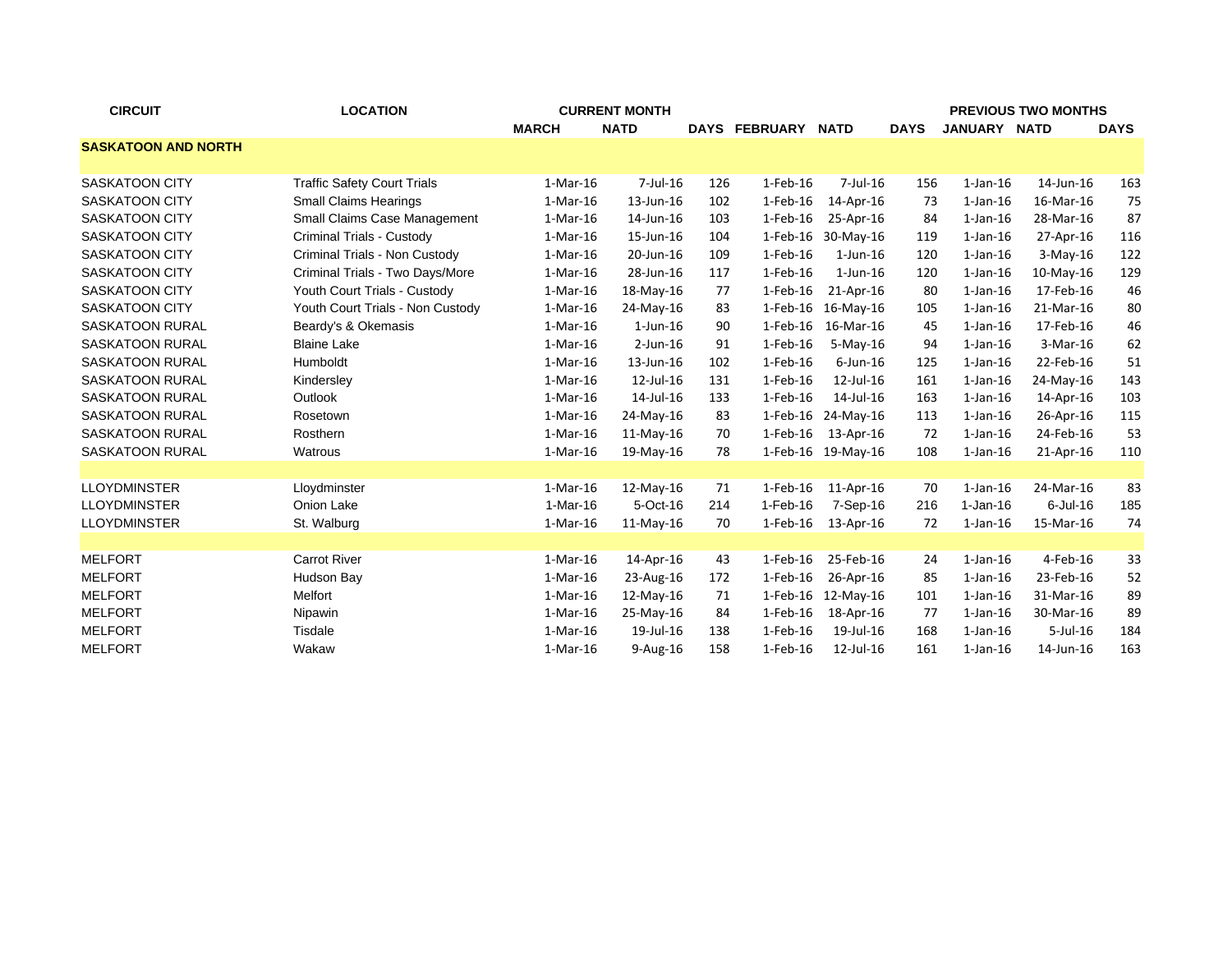| CIRCUIT | LOCATION | CURRENT MONTH | | | | | | PREVIOUS TWO MONTHS | | |
|---|---|---|---|---|---|---|---|---|---|---|
| | | MARCH | NATD | DAYS | FEBRUARY | NATD | DAYS | JANUARY | NATD | DAYS |
| **SASKATOON AND NORTH** | | | | | | | | | | |
| SASKATOON CITY | Traffic Safety Court Trials | 1-Mar-16 | 7-Jul-16 | 126 | 1-Feb-16 | 7-Jul-16 | 156 | 1-Jan-16 | 14-Jun-16 | 163 |
| SASKATOON CITY | Small Claims Hearings | 1-Mar-16 | 13-Jun-16 | 102 | 1-Feb-16 | 14-Apr-16 | 73 | 1-Jan-16 | 16-Mar-16 | 75 |
| SASKATOON CITY | Small Claims Case Management | 1-Mar-16 | 14-Jun-16 | 103 | 1-Feb-16 | 25-Apr-16 | 84 | 1-Jan-16 | 28-Mar-16 | 87 |
| SASKATOON CITY | Criminal Trials - Custody | 1-Mar-16 | 15-Jun-16 | 104 | 1-Feb-16 | 30-May-16 | 119 | 1-Jan-16 | 27-Apr-16 | 116 |
| SASKATOON CITY | Criminal Trials - Non Custody | 1-Mar-16 | 20-Jun-16 | 109 | 1-Feb-16 | 1-Jun-16 | 120 | 1-Jan-16 | 3-May-16 | 122 |
| SASKATOON CITY | Criminal Trials - Two Days/More | 1-Mar-16 | 28-Jun-16 | 117 | 1-Feb-16 | 1-Jun-16 | 120 | 1-Jan-16 | 10-May-16 | 129 |
| SASKATOON CITY | Youth Court Trials - Custody | 1-Mar-16 | 18-May-16 | 77 | 1-Feb-16 | 21-Apr-16 | 80 | 1-Jan-16 | 17-Feb-16 | 46 |
| SASKATOON CITY | Youth Court Trials - Non Custody | 1-Mar-16 | 24-May-16 | 83 | 1-Feb-16 | 16-May-16 | 105 | 1-Jan-16 | 21-Mar-16 | 80 |
| SASKATOON RURAL | Beardy's & Okemasis | 1-Mar-16 | 1-Jun-16 | 90 | 1-Feb-16 | 16-Mar-16 | 45 | 1-Jan-16 | 17-Feb-16 | 46 |
| SASKATOON RURAL | Blaine Lake | 1-Mar-16 | 2-Jun-16 | 91 | 1-Feb-16 | 5-May-16 | 94 | 1-Jan-16 | 3-Mar-16 | 62 |
| SASKATOON RURAL | Humboldt | 1-Mar-16 | 13-Jun-16 | 102 | 1-Feb-16 | 6-Jun-16 | 125 | 1-Jan-16 | 22-Feb-16 | 51 |
| SASKATOON RURAL | Kindersley | 1-Mar-16 | 12-Jul-16 | 131 | 1-Feb-16 | 12-Jul-16 | 161 | 1-Jan-16 | 24-May-16 | 143 |
| SASKATOON RURAL | Outlook | 1-Mar-16 | 14-Jul-16 | 133 | 1-Feb-16 | 14-Jul-16 | 163 | 1-Jan-16 | 14-Apr-16 | 103 |
| SASKATOON RURAL | Rosetown | 1-Mar-16 | 24-May-16 | 83 | 1-Feb-16 | 24-May-16 | 113 | 1-Jan-16 | 26-Apr-16 | 115 |
| SASKATOON RURAL | Rosthern | 1-Mar-16 | 11-May-16 | 70 | 1-Feb-16 | 13-Apr-16 | 72 | 1-Jan-16 | 24-Feb-16 | 53 |
| SASKATOON RURAL | Watrous | 1-Mar-16 | 19-May-16 | 78 | 1-Feb-16 | 19-May-16 | 108 | 1-Jan-16 | 21-Apr-16 | 110 |
| | | | | | | | | | | |
| LLOYDMINSTER | Lloydminster | 1-Mar-16 | 12-May-16 | 71 | 1-Feb-16 | 11-Apr-16 | 70 | 1-Jan-16 | 24-Mar-16 | 83 |
| LLOYDMINSTER | Onion Lake | 1-Mar-16 | 5-Oct-16 | 214 | 1-Feb-16 | 7-Sep-16 | 216 | 1-Jan-16 | 6-Jul-16 | 185 |
| LLOYDMINSTER | St. Walburg | 1-Mar-16 | 11-May-16 | 70 | 1-Feb-16 | 13-Apr-16 | 72 | 1-Jan-16 | 15-Mar-16 | 74 |
| | | | | | | | | | | |
| MELFORT | Carrot River | 1-Mar-16 | 14-Apr-16 | 43 | 1-Feb-16 | 25-Feb-16 | 24 | 1-Jan-16 | 4-Feb-16 | 33 |
| MELFORT | Hudson Bay | 1-Mar-16 | 23-Aug-16 | 172 | 1-Feb-16 | 26-Apr-16 | 85 | 1-Jan-16 | 23-Feb-16 | 52 |
| MELFORT | Melfort | 1-Mar-16 | 12-May-16 | 71 | 1-Feb-16 | 12-May-16 | 101 | 1-Jan-16 | 31-Mar-16 | 89 |
| MELFORT | Nipawin | 1-Mar-16 | 25-May-16 | 84 | 1-Feb-16 | 18-Apr-16 | 77 | 1-Jan-16 | 30-Mar-16 | 89 |
| MELFORT | Tisdale | 1-Mar-16 | 19-Jul-16 | 138 | 1-Feb-16 | 19-Jul-16 | 168 | 1-Jan-16 | 5-Jul-16 | 184 |
| MELFORT | Wakaw | 1-Mar-16 | 9-Aug-16 | 158 | 1-Feb-16 | 12-Jul-16 | 161 | 1-Jan-16 | 14-Jun-16 | 163 |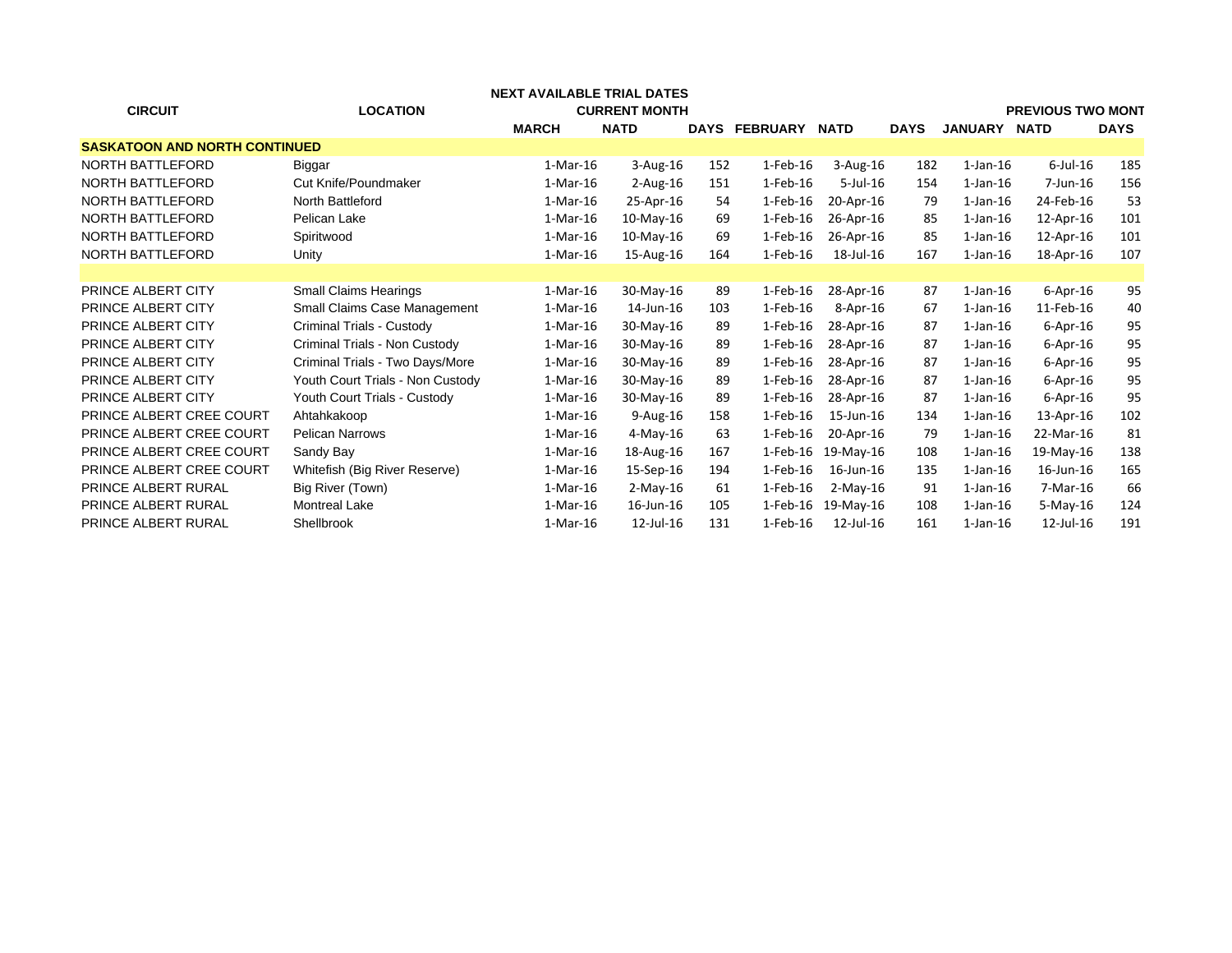| | | NEXT AVAILABLE TRIAL DATES | | | | | | | | |
|---|---|---|---|---|---|---|---|---|---|---|
| CIRCUIT | LOCATION | CURRENT MONTH | | | | | | PREVIOUS TWO MONT | | |
| | | MARCH | NATD | DAYS | FEBRUARY | NATD | DAYS | JANUARY | NATD | DAYS |
| **SASKATOON AND NORTH CONTINUED** | | | | | | | | | | |
| NORTH BATTLEFORD | Biggar | 1-Mar-16 | 3-Aug-16 | 152 | 1-Feb-16 | 3-Aug-16 | 182 | 1-Jan-16 | 6-Jul-16 | 185 |
| NORTH BATTLEFORD | Cut Knife/Poundmaker | 1-Mar-16 | 2-Aug-16 | 151 | 1-Feb-16 | 5-Jul-16 | 154 | 1-Jan-16 | 7-Jun-16 | 156 |
| NORTH BATTLEFORD | North Battleford | 1-Mar-16 | 25-Apr-16 | 54 | 1-Feb-16 | 20-Apr-16 | 79 | 1-Jan-16 | 24-Feb-16 | 53 |
| NORTH BATTLEFORD | Pelican Lake | 1-Mar-16 | 10-May-16 | 69 | 1-Feb-16 | 26-Apr-16 | 85 | 1-Jan-16 | 12-Apr-16 | 101 |
| NORTH BATTLEFORD | Spiritwood | 1-Mar-16 | 10-May-16 | 69 | 1-Feb-16 | 26-Apr-16 | 85 | 1-Jan-16 | 12-Apr-16 | 101 |
| NORTH BATTLEFORD | Unity | 1-Mar-16 | 15-Aug-16 | 164 | 1-Feb-16 | 18-Jul-16 | 167 | 1-Jan-16 | 18-Apr-16 | 107 |
| | | | | | | | | | | |
| PRINCE ALBERT CITY | Small Claims Hearings | 1-Mar-16 | 30-May-16 | 89 | 1-Feb-16 | 28-Apr-16 | 87 | 1-Jan-16 | 6-Apr-16 | 95 |
| PRINCE ALBERT CITY | Small Claims Case Management | 1-Mar-16 | 14-Jun-16 | 103 | 1-Feb-16 | 8-Apr-16 | 67 | 1-Jan-16 | 11-Feb-16 | 40 |
| PRINCE ALBERT CITY | Criminal Trials - Custody | 1-Mar-16 | 30-May-16 | 89 | 1-Feb-16 | 28-Apr-16 | 87 | 1-Jan-16 | 6-Apr-16 | 95 |
| PRINCE ALBERT CITY | Criminal Trials - Non Custody | 1-Mar-16 | 30-May-16 | 89 | 1-Feb-16 | 28-Apr-16 | 87 | 1-Jan-16 | 6-Apr-16 | 95 |
| PRINCE ALBERT CITY | Criminal Trials - Two Days/More | 1-Mar-16 | 30-May-16 | 89 | 1-Feb-16 | 28-Apr-16 | 87 | 1-Jan-16 | 6-Apr-16 | 95 |
| PRINCE ALBERT CITY | Youth Court Trials - Non Custody | 1-Mar-16 | 30-May-16 | 89 | 1-Feb-16 | 28-Apr-16 | 87 | 1-Jan-16 | 6-Apr-16 | 95 |
| PRINCE ALBERT CITY | Youth Court Trials - Custody | 1-Mar-16 | 30-May-16 | 89 | 1-Feb-16 | 28-Apr-16 | 87 | 1-Jan-16 | 6-Apr-16 | 95 |
| PRINCE ALBERT CREE COURT | Ahtahkakoop | 1-Mar-16 | 9-Aug-16 | 158 | 1-Feb-16 | 15-Jun-16 | 134 | 1-Jan-16 | 13-Apr-16 | 102 |
| PRINCE ALBERT CREE COURT | Pelican Narrows | 1-Mar-16 | 4-May-16 | 63 | 1-Feb-16 | 20-Apr-16 | 79 | 1-Jan-16 | 22-Mar-16 | 81 |
| PRINCE ALBERT CREE COURT | Sandy Bay | 1-Mar-16 | 18-Aug-16 | 167 | 1-Feb-16 | 19-May-16 | 108 | 1-Jan-16 | 19-May-16 | 138 |
| PRINCE ALBERT CREE COURT | Whitefish (Big River Reserve) | 1-Mar-16 | 15-Sep-16 | 194 | 1-Feb-16 | 16-Jun-16 | 135 | 1-Jan-16 | 16-Jun-16 | 165 |
| PRINCE ALBERT RURAL | Big River (Town) | 1-Mar-16 | 2-May-16 | 61 | 1-Feb-16 | 2-May-16 | 91 | 1-Jan-16 | 7-Mar-16 | 66 |
| PRINCE ALBERT RURAL | Montreal Lake | 1-Mar-16 | 16-Jun-16 | 105 | 1-Feb-16 | 19-May-16 | 108 | 1-Jan-16 | 5-May-16 | 124 |
| PRINCE ALBERT RURAL | Shellbrook | 1-Mar-16 | 12-Jul-16 | 131 | 1-Feb-16 | 12-Jul-16 | 161 | 1-Jan-16 | 12-Jul-16 | 191 |